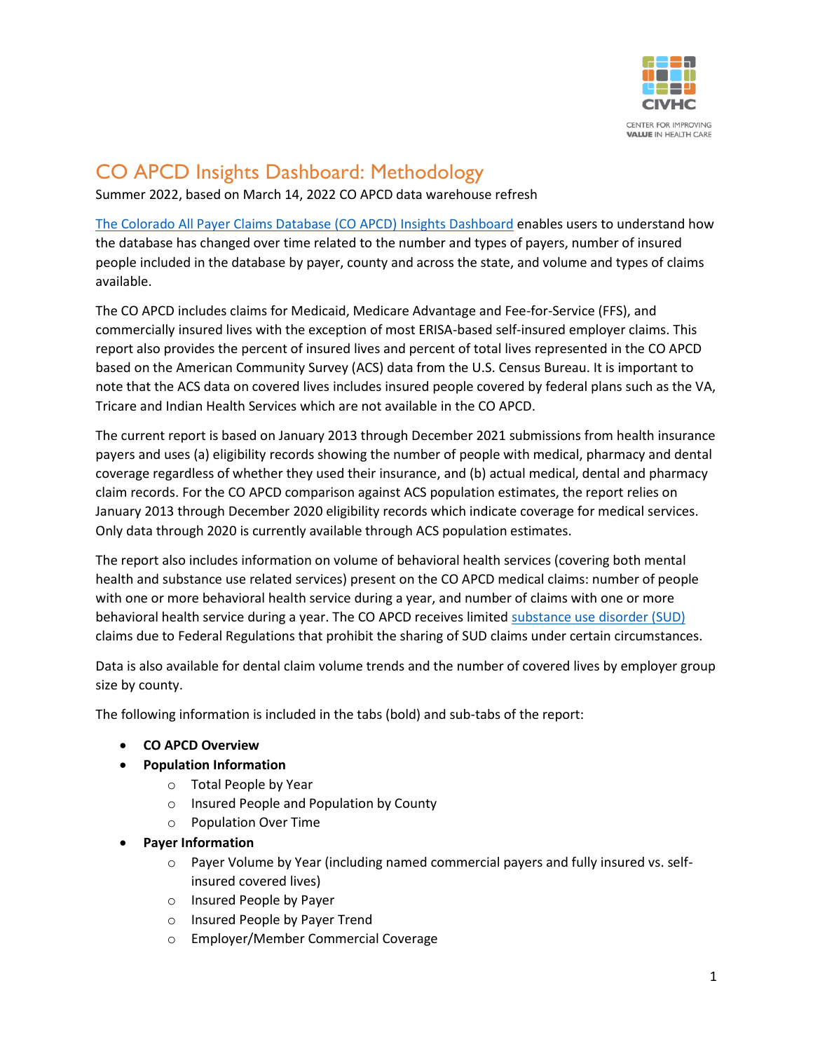# CO APCD Insights Dashboard: Methodology

Summer 2022, based on March 14, 2022 CO APCD data warehouse refresh

[The Colorado All Payer Claims Database (CO APCD) Insights Dashboard](#) enables users to understand how the database has changed over time related to the number and types of payers, number of insured people included in the database by payer, county and across the state, and volume and types of claims available.

The CO APCD includes claims for Medicaid, Medicare Advantage and Fee-for-Service (FFS), and commercially insured lives with the exception of most ERISA-based self-insured employer claims. This report also provides the percent of insured lives and percent of total lives represented in the CO APCD based on the American Community Survey (ACS) data from the U.S. Census Bureau. It is important to note that the ACS data on covered lives includes insured people covered by federal plans such as the VA, Tricare and Indian Health Services which are not available in the CO APCD.

The current report is based on January 2013 through December 2021 submissions from health insurance payers and uses (a) eligibility records showing the number of people with medical, pharmacy and dental coverage regardless of whether they used their insurance, and (b) actual medical, dental and pharmacy claim records. For the CO APCD comparison against ACS population estimates, the report relies on January 2013 through December 2020 eligibility records which indicate coverage for medical services. Only data through 2020 is currently available through ACS population estimates.

The report also includes information on volume of behavioral health services (covering both mental health and substance use related services) present on the CO APCD medical claims: number of people with one or more behavioral health service during a year, and number of claims with one or more behavioral health service during a year. The CO APCD receives limited [substance use disorder (SUD)](#) claims due to Federal Regulations that prohibit the sharing of SUD claims under certain circumstances.

Data is also available for dental claim volume trends and the number of covered lives by employer group size by county.

The following information is included in the tabs (bold) and sub-tabs of the report:

- **CO APCD Overview**
- **Population Information**
  - Total People by Year
  - Insured People and Population by County
  - Population Over Time
- **Payer Information**
  - Payer Volume by Year (including named commercial payers and fully insured vs. self-insured covered lives)
  - Insured People by Payer
  - Insured People by Payer Trend
  - Employer/Member Commercial Coverage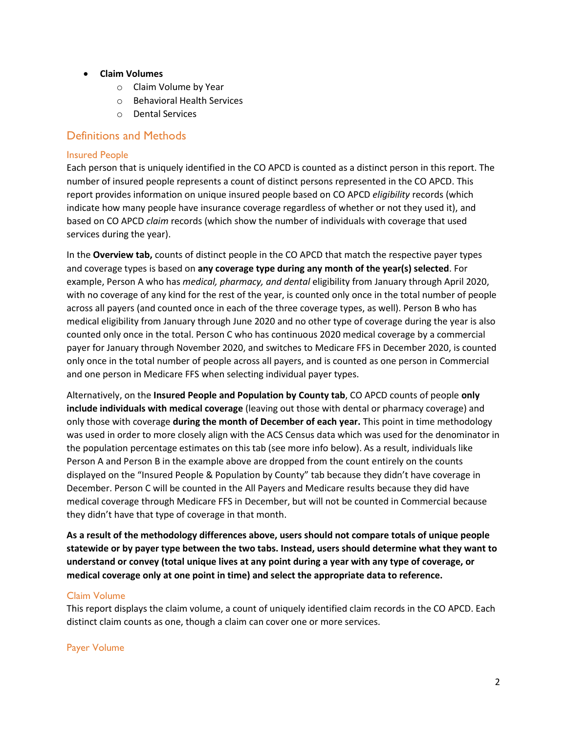- **Claim Volumes**
  - Claim Volume by Year
  - Behavioral Health Services
  - Dental Services

## Definitions and Methods

### Insured People

Each person that is uniquely identified in the CO APCD is counted as a distinct person in this report. The number of insured people represents a count of distinct persons represented in the CO APCD. This report provides information on unique insured people based on CO APCD *eligibility* records (which indicate how many people have insurance coverage regardless of whether or not they used it), and based on CO APCD *claim* records (which show the number of individuals with coverage that used services during the year).

In the **Overview tab,** counts of distinct people in the CO APCD that match the respective payer types and coverage types is based on **any coverage type during any month of the year(s) selected**. For example, Person A who has *medical, pharmacy, and dental* eligibility from January through April 2020, with no coverage of any kind for the rest of the year, is counted only once in the total number of people across all payers (and counted once in each of the three coverage types, as well). Person B who has medical eligibility from January through June 2020 and no other type of coverage during the year is also counted only once in the total. Person C who has continuous 2020 medical coverage by a commercial payer for January through November 2020, and switches to Medicare FFS in December 2020, is counted only once in the total number of people across all payers, and is counted as one person in Commercial and one person in Medicare FFS when selecting individual payer types.

Alternatively, on the **Insured People and Population by County tab**, CO APCD counts of people **only include individuals with medical coverage** (leaving out those with dental or pharmacy coverage) and only those with coverage **during the month of December of each year.** This point in time methodology was used in order to more closely align with the ACS Census data which was used for the denominator in the population percentage estimates on this tab (see more info below). As a result, individuals like Person A and Person B in the example above are dropped from the count entirely on the counts displayed on the "Insured People & Population by County" tab because they didn't have coverage in December. Person C will be counted in the All Payers and Medicare results because they did have medical coverage through Medicare FFS in December, but will not be counted in Commercial because they didn't have that type of coverage in that month.

**As a result of the methodology differences above, users should not compare totals of unique people statewide or by payer type between the two tabs. Instead, users should determine what they want to understand or convey (total unique lives at any point during a year with any type of coverage, or medical coverage only at one point in time) and select the appropriate data to reference.**

### Claim Volume

This report displays the claim volume, a count of uniquely identified claim records in the CO APCD. Each distinct claim counts as one, though a claim can cover one or more services.

### Payer Volume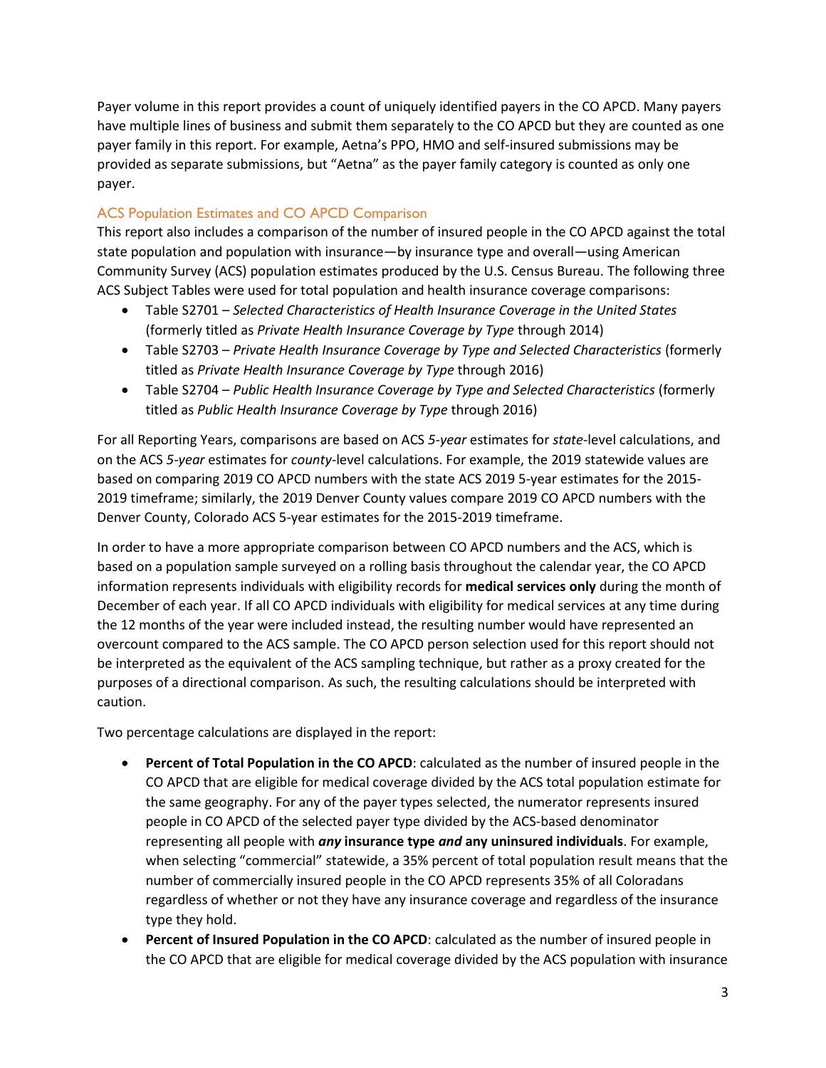Payer volume in this report provides a count of uniquely identified payers in the CO APCD. Many payers have multiple lines of business and submit them separately to the CO APCD but they are counted as one payer family in this report. For example, Aetna's PPO, HMO and self-insured submissions may be provided as separate submissions, but "Aetna" as the payer family category is counted as only one payer.

## ACS Population Estimates and CO APCD Comparison

This report also includes a comparison of the number of insured people in the CO APCD against the total state population and population with insurance—by insurance type and overall—using American Community Survey (ACS) population estimates produced by the U.S. Census Bureau. The following three ACS Subject Tables were used for total population and health insurance coverage comparisons:

- Table S2701 – *Selected Characteristics of Health Insurance Coverage in the United States* (formerly titled as *Private Health Insurance Coverage by Type* through 2014)
- Table S2703 – *Private Health Insurance Coverage by Type and Selected Characteristics* (formerly titled as *Private Health Insurance Coverage by Type* through 2016)
- Table S2704 – *Public Health Insurance Coverage by Type and Selected Characteristics* (formerly titled as *Public Health Insurance Coverage by Type* through 2016)

For all Reporting Years, comparisons are based on ACS *5-year* estimates for *state*-level calculations, and on the ACS *5-year* estimates for *county*-level calculations. For example, the 2019 statewide values are based on comparing 2019 CO APCD numbers with the state ACS 2019 5-year estimates for the 2015-2019 timeframe; similarly, the 2019 Denver County values compare 2019 CO APCD numbers with the Denver County, Colorado ACS 5-year estimates for the 2015-2019 timeframe.

In order to have a more appropriate comparison between CO APCD numbers and the ACS, which is based on a population sample surveyed on a rolling basis throughout the calendar year, the CO APCD information represents individuals with eligibility records for **medical services only** during the month of December of each year. If all CO APCD individuals with eligibility for medical services at any time during the 12 months of the year were included instead, the resulting number would have represented an overcount compared to the ACS sample. The CO APCD person selection used for this report should not be interpreted as the equivalent of the ACS sampling technique, but rather as a proxy created for the purposes of a directional comparison. As such, the resulting calculations should be interpreted with caution.

Two percentage calculations are displayed in the report:

- **Percent of Total Population in the CO APCD**: calculated as the number of insured people in the CO APCD that are eligible for medical coverage divided by the ACS total population estimate for the same geography. For any of the payer types selected, the numerator represents insured people in CO APCD of the selected payer type divided by the ACS-based denominator representing all people with ***any* insurance type *and* any uninsured individuals**. For example, when selecting "commercial" statewide, a 35% percent of total population result means that the number of commercially insured people in the CO APCD represents 35% of all Coloradans regardless of whether or not they have any insurance coverage and regardless of the insurance type they hold.
- **Percent of Insured Population in the CO APCD**: calculated as the number of insured people in the CO APCD that are eligible for medical coverage divided by the ACS population with insurance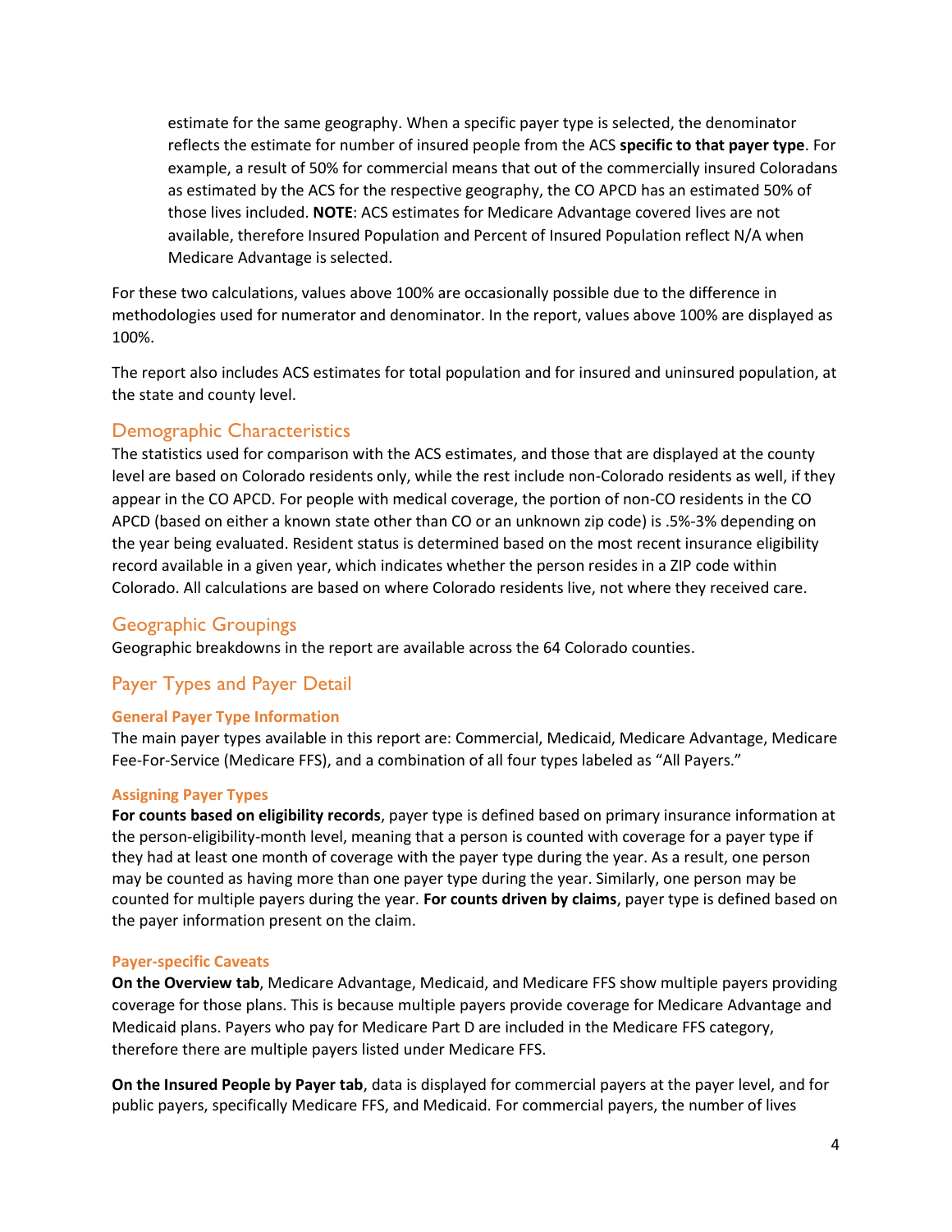estimate for the same geography. When a specific payer type is selected, the denominator reflects the estimate for number of insured people from the ACS **specific to that payer type**. For example, a result of 50% for commercial means that out of the commercially insured Coloradans as estimated by the ACS for the respective geography, the CO APCD has an estimated 50% of those lives included. **NOTE**: ACS estimates for Medicare Advantage covered lives are not available, therefore Insured Population and Percent of Insured Population reflect N/A when Medicare Advantage is selected.

For these two calculations, values above 100% are occasionally possible due to the difference in methodologies used for numerator and denominator. In the report, values above 100% are displayed as 100%.

The report also includes ACS estimates for total population and for insured and uninsured population, at the state and county level.

## Demographic Characteristics

The statistics used for comparison with the ACS estimates, and those that are displayed at the county level are based on Colorado residents only, while the rest include non-Colorado residents as well, if they appear in the CO APCD. For people with medical coverage, the portion of non-CO residents in the CO APCD (based on either a known state other than CO or an unknown zip code) is .5%-3% depending on the year being evaluated. Resident status is determined based on the most recent insurance eligibility record available in a given year, which indicates whether the person resides in a ZIP code within Colorado. All calculations are based on where Colorado residents live, not where they received care.

## Geographic Groupings

Geographic breakdowns in the report are available across the 64 Colorado counties.

## Payer Types and Payer Detail

### General Payer Type Information

The main payer types available in this report are: Commercial, Medicaid, Medicare Advantage, Medicare Fee-For-Service (Medicare FFS), and a combination of all four types labeled as "All Payers."

### Assigning Payer Types

**For counts based on eligibility records**, payer type is defined based on primary insurance information at the person-eligibility-month level, meaning that a person is counted with coverage for a payer type if they had at least one month of coverage with the payer type during the year. As a result, one person may be counted as having more than one payer type during the year. Similarly, one person may be counted for multiple payers during the year. **For counts driven by claims**, payer type is defined based on the payer information present on the claim.

### Payer-specific Caveats

**On the Overview tab**, Medicare Advantage, Medicaid, and Medicare FFS show multiple payers providing coverage for those plans. This is because multiple payers provide coverage for Medicare Advantage and Medicaid plans. Payers who pay for Medicare Part D are included in the Medicare FFS category, therefore there are multiple payers listed under Medicare FFS.

**On the Insured People by Payer tab**, data is displayed for commercial payers at the payer level, and for public payers, specifically Medicare FFS, and Medicaid. For commercial payers, the number of lives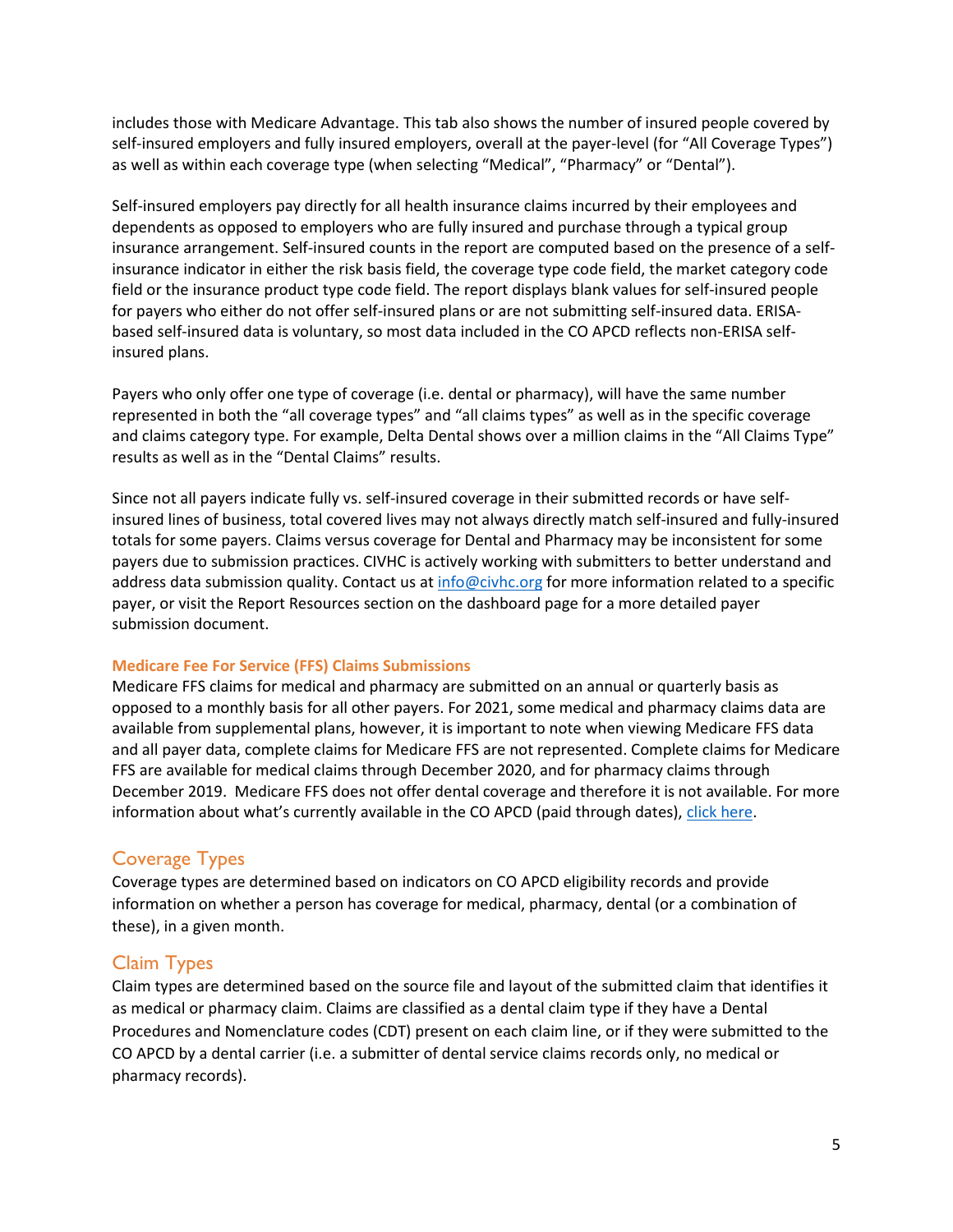includes those with Medicare Advantage. This tab also shows the number of insured people covered by self-insured employers and fully insured employers, overall at the payer-level (for "All Coverage Types") as well as within each coverage type (when selecting "Medical", "Pharmacy" or "Dental").

Self-insured employers pay directly for all health insurance claims incurred by their employees and dependents as opposed to employers who are fully insured and purchase through a typical group insurance arrangement. Self-insured counts in the report are computed based on the presence of a self-insurance indicator in either the risk basis field, the coverage type code field, the market category code field or the insurance product type code field. The report displays blank values for self-insured people for payers who either do not offer self-insured plans or are not submitting self-insured data. ERISA-based self-insured data is voluntary, so most data included in the CO APCD reflects non-ERISA self-insured plans.

Payers who only offer one type of coverage (i.e. dental or pharmacy), will have the same number represented in both the "all coverage types" and "all claims types" as well as in the specific coverage and claims category type. For example, Delta Dental shows over a million claims in the "All Claims Type" results as well as in the "Dental Claims" results.

Since not all payers indicate fully vs. self-insured coverage in their submitted records or have self-insured lines of business, total covered lives may not always directly match self-insured and fully-insured totals for some payers. Claims versus coverage for Dental and Pharmacy may be inconsistent for some payers due to submission practices. CIVHC is actively working with submitters to better understand and address data submission quality. Contact us at info@civhc.org for more information related to a specific payer, or visit the Report Resources section on the dashboard page for a more detailed payer submission document.

#### Medicare Fee For Service (FFS) Claims Submissions

Medicare FFS claims for medical and pharmacy are submitted on an annual or quarterly basis as opposed to a monthly basis for all other payers. For 2021, some medical and pharmacy claims data are available from supplemental plans, however, it is important to note when viewing Medicare FFS data and all payer data, complete claims for Medicare FFS are not represented. Complete claims for Medicare FFS are available for medical claims through December 2020, and for pharmacy claims through December 2019. Medicare FFS does not offer dental coverage and therefore it is not available. For more information about what's currently available in the CO APCD (paid through dates), click here.

## Coverage Types

Coverage types are determined based on indicators on CO APCD eligibility records and provide information on whether a person has coverage for medical, pharmacy, dental (or a combination of these), in a given month.

## Claim Types

Claim types are determined based on the source file and layout of the submitted claim that identifies it as medical or pharmacy claim. Claims are classified as a dental claim type if they have a Dental Procedures and Nomenclature codes (CDT) present on each claim line, or if they were submitted to the CO APCD by a dental carrier (i.e. a submitter of dental service claims records only, no medical or pharmacy records).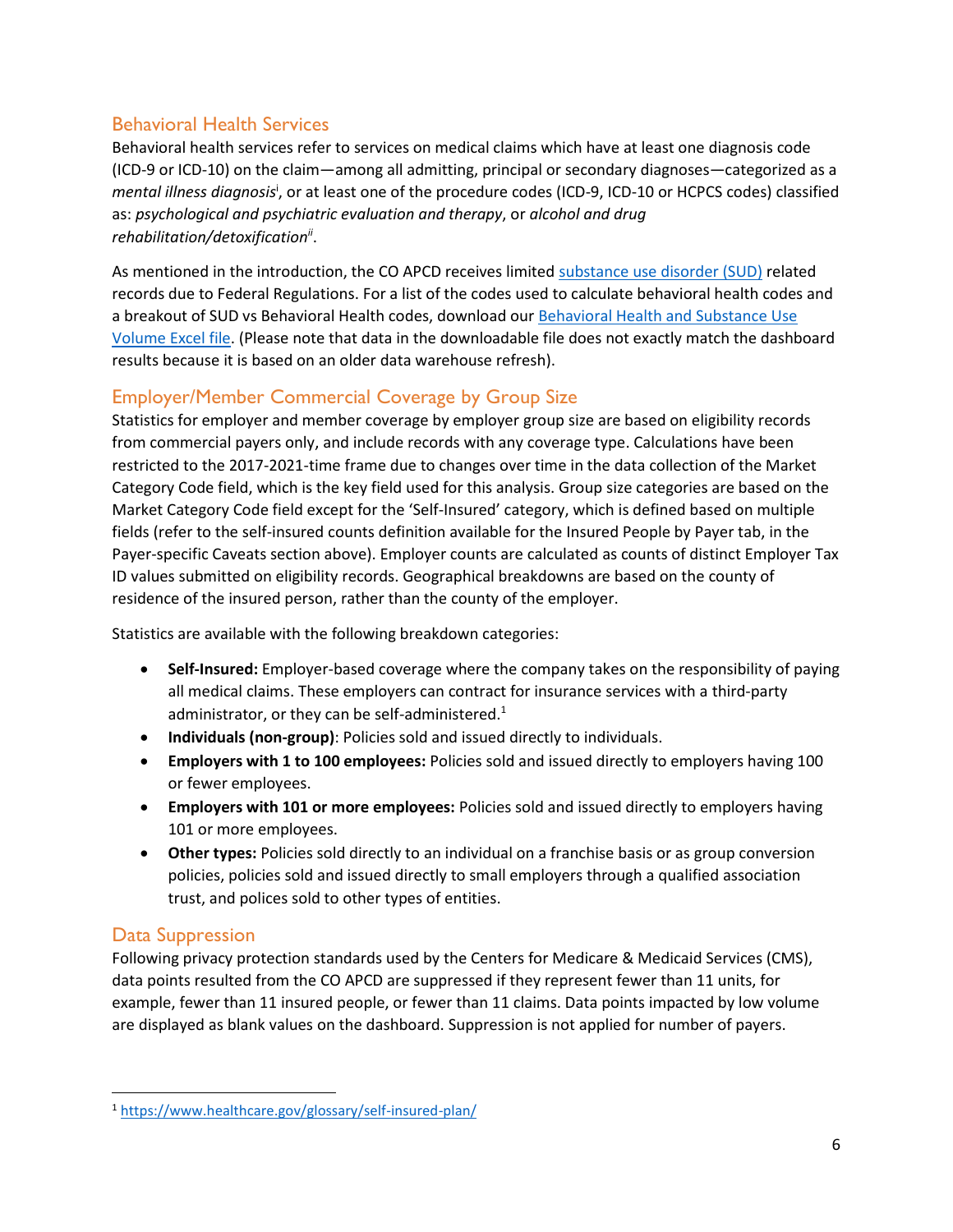## Behavioral Health Services

Behavioral health services refer to services on medical claims which have at least one diagnosis code (ICD-9 or ICD-10) on the claim—among all admitting, principal or secondary diagnoses—categorized as a *mental illness diagnosis*[i], or at least one of the procedure codes (ICD-9, ICD-10 or HCPCS codes) classified as: *psychological and psychiatric evaluation and therapy*, or *alcohol and drug rehabilitation/detoxification*[ii].

As mentioned in the introduction, the CO APCD receives limited substance use disorder (SUD) related records due to Federal Regulations. For a list of the codes used to calculate behavioral health codes and a breakout of SUD vs Behavioral Health codes, download our Behavioral Health and Substance Use Volume Excel file. (Please note that data in the downloadable file does not exactly match the dashboard results because it is based on an older data warehouse refresh).

## Employer/Member Commercial Coverage by Group Size

Statistics for employer and member coverage by employer group size are based on eligibility records from commercial payers only, and include records with any coverage type. Calculations have been restricted to the 2017-2021-time frame due to changes over time in the data collection of the Market Category Code field, which is the key field used for this analysis. Group size categories are based on the Market Category Code field except for the 'Self-Insured' category, which is defined based on multiple fields (refer to the self-insured counts definition available for the Insured People by Payer tab, in the Payer-specific Caveats section above). Employer counts are calculated as counts of distinct Employer Tax ID values submitted on eligibility records. Geographical breakdowns are based on the county of residence of the insured person, rather than the county of the employer.

Statistics are available with the following breakdown categories:

- **Self-Insured:** Employer-based coverage where the company takes on the responsibility of paying all medical claims. These employers can contract for insurance services with a third-party administrator, or they can be self-administered.[1]
- **Individuals (non-group)**: Policies sold and issued directly to individuals.
- **Employers with 1 to 100 employees:** Policies sold and issued directly to employers having 100 or fewer employees.
- **Employers with 101 or more employees:** Policies sold and issued directly to employers having 101 or more employees.
- **Other types:** Policies sold directly to an individual on a franchise basis or as group conversion policies, policies sold and issued directly to small employers through a qualified association trust, and polices sold to other types of entities.

## Data Suppression

Following privacy protection standards used by the Centers for Medicare & Medicaid Services (CMS), data points resulted from the CO APCD are suppressed if they represent fewer than 11 units, for example, fewer than 11 insured people, or fewer than 11 claims. Data points impacted by low volume are displayed as blank values on the dashboard. Suppression is not applied for number of payers.

---

[1] https://www.healthcare.gov/glossary/self-insured-plan/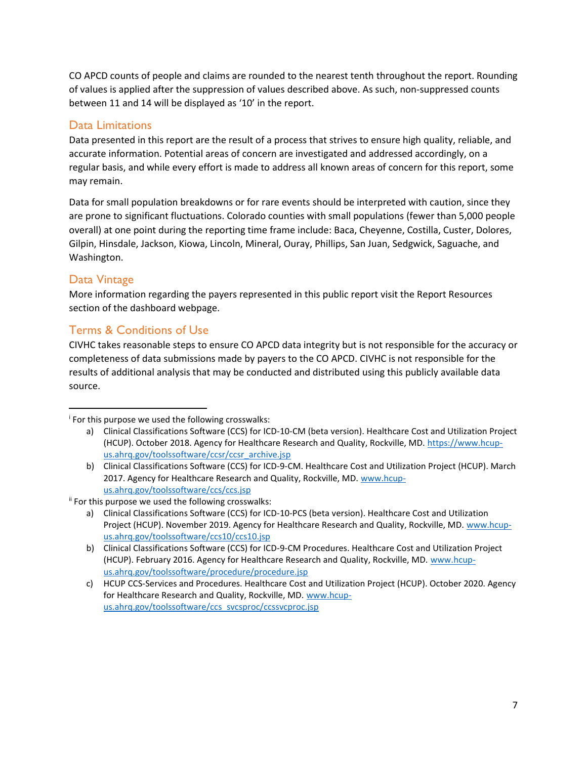CO APCD counts of people and claims are rounded to the nearest tenth throughout the report. Rounding of values is applied after the suppression of values described above. As such, non-suppressed counts between 11 and 14 will be displayed as '10' in the report.

## Data Limitations

Data presented in this report are the result of a process that strives to ensure high quality, reliable, and accurate information. Potential areas of concern are investigated and addressed accordingly, on a regular basis, and while every effort is made to address all known areas of concern for this report, some may remain.

Data for small population breakdowns or for rare events should be interpreted with caution, since they are prone to significant fluctuations. Colorado counties with small populations (fewer than 5,000 people overall) at one point during the reporting time frame include: Baca, Cheyenne, Costilla, Custer, Dolores, Gilpin, Hinsdale, Jackson, Kiowa, Lincoln, Mineral, Ouray, Phillips, San Juan, Sedgwick, Saguache, and Washington.

## Data Vintage

More information regarding the payers represented in this public report visit the Report Resources section of the dashboard webpage.

## Terms & Conditions of Use

CIVHC takes reasonable steps to ensure CO APCD data integrity but is not responsible for the accuracy or completeness of data submissions made by payers to the CO APCD. CIVHC is not responsible for the results of additional analysis that may be conducted and distributed using this publicly available data source.

---

[i] For this purpose we used the following crosswalks:

a) Clinical Classifications Software (CCS) for ICD-10-CM (beta version). Healthcare Cost and Utilization Project (HCUP). October 2018. Agency for Healthcare Research and Quality, Rockville, MD. https://www.hcup-us.ahrq.gov/toolssoftware/ccsr/ccsr_archive.jsp
b) Clinical Classifications Software (CCS) for ICD-9-CM. Healthcare Cost and Utilization Project (HCUP). March 2017. Agency for Healthcare Research and Quality, Rockville, MD. www.hcup-us.ahrq.gov/toolssoftware/ccs/ccs.jsp

[ii] For this purpose we used the following crosswalks:

a) Clinical Classifications Software (CCS) for ICD-10-PCS (beta version). Healthcare Cost and Utilization Project (HCUP). November 2019. Agency for Healthcare Research and Quality, Rockville, MD. www.hcup-us.ahrq.gov/toolssoftware/ccs10/ccs10.jsp
b) Clinical Classifications Software (CCS) for ICD-9-CM Procedures. Healthcare Cost and Utilization Project (HCUP). February 2016. Agency for Healthcare Research and Quality, Rockville, MD. www.hcup-us.ahrq.gov/toolssoftware/procedure/procedure.jsp
c) HCUP CCS-Services and Procedures. Healthcare Cost and Utilization Project (HCUP). October 2020. Agency for Healthcare Research and Quality, Rockville, MD. www.hcup-us.ahrq.gov/toolssoftware/ccs_svcsproc/ccssvcproc.jsp